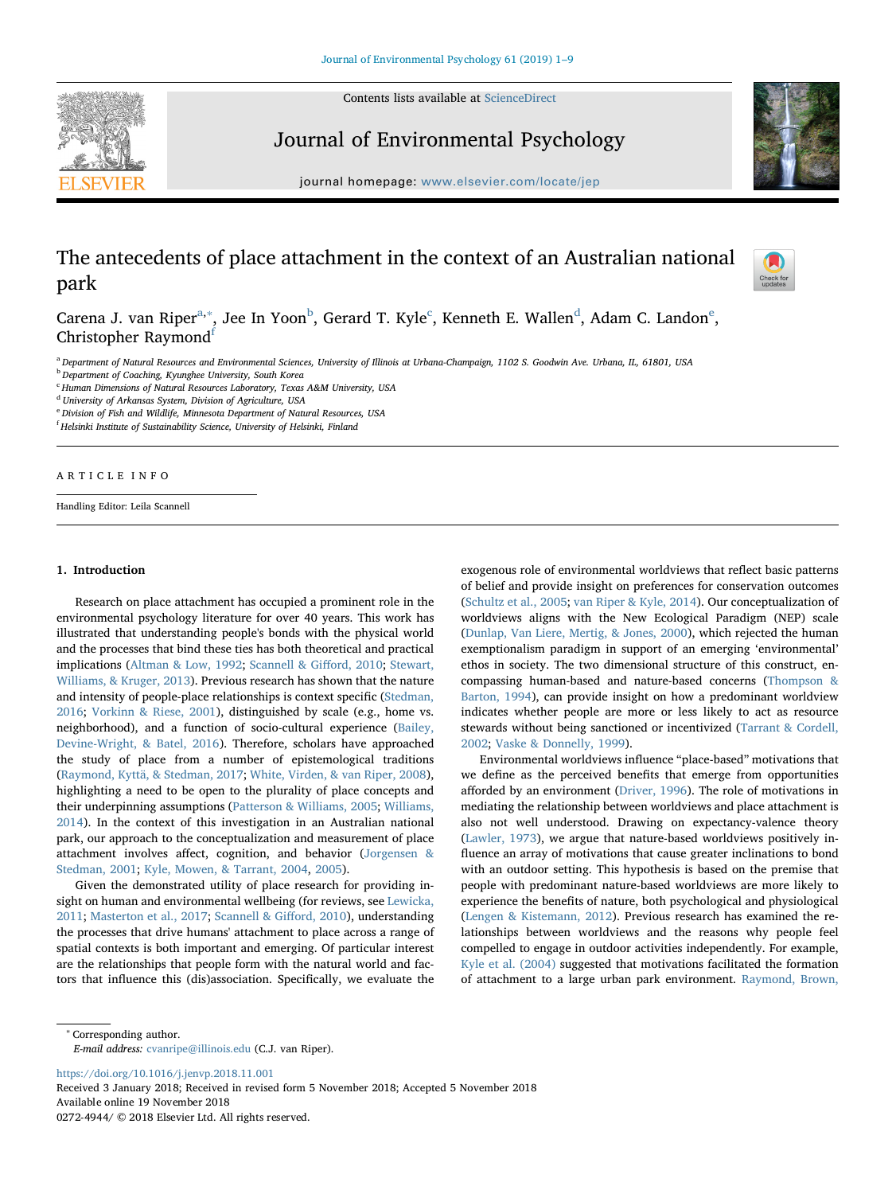# The antecedents of place attachment in the context of an Australian national park

Carena J. van Riper[a,*], Jee In Yoon[b], Gerard T. Kyle[c], Kenneth E. Wallen[d], Adam C. Landon[e], Christopher Raymond[f]

[a] Department of Natural Resources and Environmental Sciences, University of Illinois at Urbana-Champaign, 1102 S. Goodwin Ave. Urbana, IL, 61801, USA
[b] Department of Coaching, Kyunghee University, South Korea
[c] Human Dimensions of Natural Resources Laboratory, Texas A&M University, USA
[d] University of Arkansas System, Division of Agriculture, USA
[e] Division of Fish and Wildlife, Minnesota Department of Natural Resources, USA
[f] Helsinki Institute of Sustainability Science, University of Helsinki, Finland

ARTICLE INFO

Handling Editor: Leila Scannell

## 1. Introduction

Research on place attachment has occupied a prominent role in the environmental psychology literature for over 40 years. This work has illustrated that understanding people's bonds with the physical world and the processes that bind these ties has both theoretical and practical implications (Altman & Low, 1992; Scannell & Gifford, 2010; Stewart, Williams, & Kruger, 2013). Previous research has shown that the nature and intensity of people-place relationships is context specific (Stedman, 2016; Vorkinn & Riese, 2001), distinguished by scale (e.g., home vs. neighborhood), and a function of socio-cultural experience (Bailey, Devine-Wright, & Batel, 2016). Therefore, scholars have approached the study of place from a number of epistemological traditions (Raymond, Kyttä, & Stedman, 2017; White, Virden, & van Riper, 2008), highlighting a need to be open to the plurality of place concepts and their underpinning assumptions (Patterson & Williams, 2005; Williams, 2014). In the context of this investigation in an Australian national park, our approach to the conceptualization and measurement of place attachment involves affect, cognition, and behavior (Jorgensen & Stedman, 2001; Kyle, Mowen, & Tarrant, 2004, 2005).

Given the demonstrated utility of place research for providing insight on human and environmental wellbeing (for reviews, see Lewicka, 2011; Masterton et al., 2017; Scannell & Gifford, 2010), understanding the processes that drive humans' attachment to place across a range of spatial contexts is both important and emerging. Of particular interest are the relationships that people form with the natural world and factors that influence this (dis)association. Specifically, we evaluate the exogenous role of environmental worldviews that reflect basic patterns of belief and provide insight on preferences for conservation outcomes (Schultz et al., 2005; van Riper & Kyle, 2014). Our conceptualization of worldviews aligns with the New Ecological Paradigm (NEP) scale (Dunlap, Van Liere, Mertig, & Jones, 2000), which rejected the human exemptionalism paradigm in support of an emerging 'environmental' ethos in society. The two dimensional structure of this construct, encompassing human-based and nature-based concerns (Thompson & Barton, 1994), can provide insight on how a predominant worldview indicates whether people are more or less likely to act as resource stewards without being sanctioned or incentivized (Tarrant & Cordell, 2002; Vaske & Donnelly, 1999).

Environmental worldviews influence "place-based" motivations that we define as the perceived benefits that emerge from opportunities afforded by an environment (Driver, 1996). The role of motivations in mediating the relationship between worldviews and place attachment is also not well understood. Drawing on expectancy-valence theory (Lawler, 1973), we argue that nature-based worldviews positively influence an array of motivations that cause greater inclinations to bond with an outdoor setting. This hypothesis is based on the premise that people with predominant nature-based worldviews are more likely to experience the benefits of nature, both psychological and physiological (Lengen & Kistemann, 2012). Previous research has examined the relationships between worldviews and the reasons why people feel compelled to engage in outdoor activities independently. For example, Kyle et al. (2004) suggested that motivations facilitated the formation of attachment to a large urban park environment. Raymond, Brown,

* Corresponding author.
E-mail address: cvanripe@illinois.edu (C.J. van Riper).

https://doi.org/10.1016/j.jenvp.2018.11.001
Received 3 January 2018; Received in revised form 5 November 2018; Accepted 5 November 2018
Available online 19 November 2018
0272-4944/ © 2018 Elsevier Ltd. All rights reserved.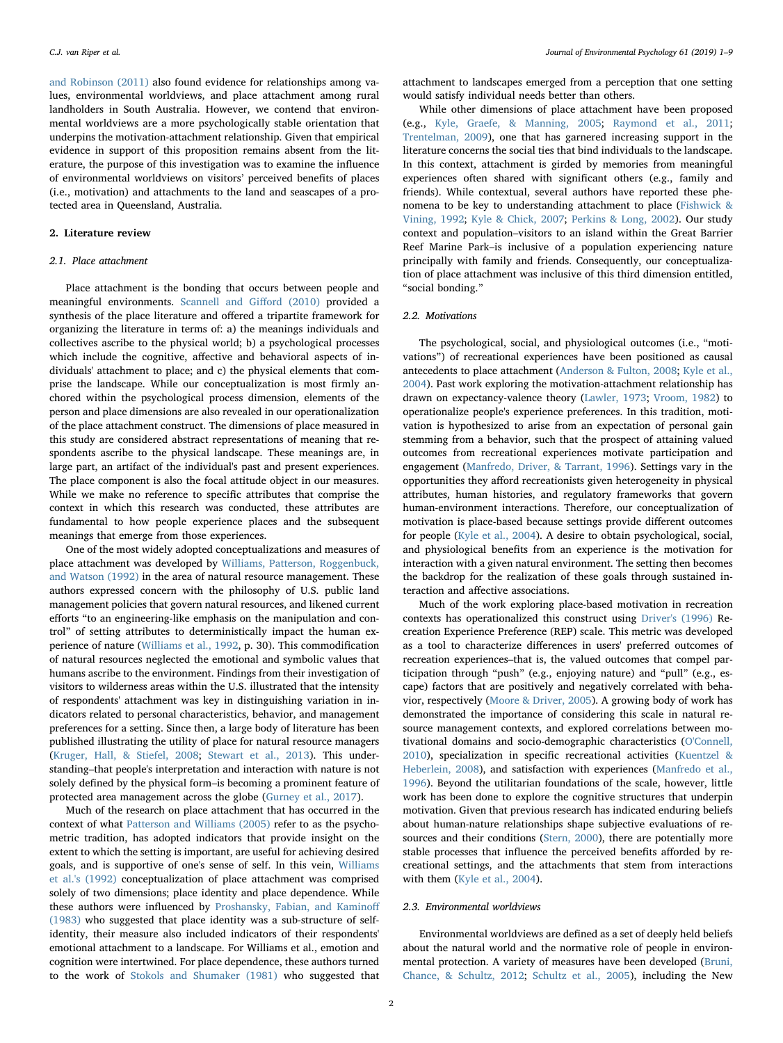and Robinson (2011) also found evidence for relationships among values, environmental worldviews, and place attachment among rural landholders in South Australia. However, we contend that environmental worldviews are a more psychologically stable orientation that underpins the motivation-attachment relationship. Given that empirical evidence in support of this proposition remains absent from the literature, the purpose of this investigation was to examine the influence of environmental worldviews on visitors' perceived benefits of places (i.e., motivation) and attachments to the land and seascapes of a protected area in Queensland, Australia.

## 2. Literature review

### 2.1. Place attachment

Place attachment is the bonding that occurs between people and meaningful environments. Scannell and Gifford (2010) provided a synthesis of the place literature and offered a tripartite framework for organizing the literature in terms of: a) the meanings individuals and collectives ascribe to the physical world; b) a psychological processes which include the cognitive, affective and behavioral aspects of individuals' attachment to place; and c) the physical elements that comprise the landscape. While our conceptualization is most firmly anchored within the psychological process dimension, elements of the person and place dimensions are also revealed in our operationalization of the place attachment construct. The dimensions of place measured in this study are considered abstract representations of meaning that respondents ascribe to the physical landscape. These meanings are, in large part, an artifact of the individual's past and present experiences. The place component is also the focal attitude object in our measures. While we make no reference to specific attributes that comprise the context in which this research was conducted, these attributes are fundamental to how people experience places and the subsequent meanings that emerge from those experiences.

One of the most widely adopted conceptualizations and measures of place attachment was developed by Williams, Patterson, Roggenbuck, and Watson (1992) in the area of natural resource management. These authors expressed concern with the philosophy of U.S. public land management policies that govern natural resources, and likened current efforts "to an engineering-like emphasis on the manipulation and control" of setting attributes to deterministically impact the human experience of nature (Williams et al., 1992, p. 30). This commodification of natural resources neglected the emotional and symbolic values that humans ascribe to the environment. Findings from their investigation of visitors to wilderness areas within the U.S. illustrated that the intensity of respondents' attachment was key in distinguishing variation in indicators related to personal characteristics, behavior, and management preferences for a setting. Since then, a large body of literature has been published illustrating the utility of place for natural resource managers (Kruger, Hall, & Stiefel, 2008; Stewart et al., 2013). This understanding–that people's interpretation and interaction with nature is not solely defined by the physical form–is becoming a prominent feature of protected area management across the globe (Gurney et al., 2017).

Much of the research on place attachment that has occurred in the context of what Patterson and Williams (2005) refer to as the psychometric tradition, has adopted indicators that provide insight on the extent to which the setting is important, are useful for achieving desired goals, and is supportive of one's sense of self. In this vein, Williams et al.'s (1992) conceptualization of place attachment was comprised solely of two dimensions; place identity and place dependence. While these authors were influenced by Proshansky, Fabian, and Kaminoff (1983) who suggested that place identity was a sub-structure of self-identity, their measure also included indicators of their respondents' emotional attachment to a landscape. For Williams et al., emotion and cognition were intertwined. For place dependence, these authors turned to the work of Stokols and Shumaker (1981) who suggested that attachment to landscapes emerged from a perception that one setting would satisfy individual needs better than others.

While other dimensions of place attachment have been proposed (e.g., Kyle, Graefe, & Manning, 2005; Raymond et al., 2011; Trentelman, 2009), one that has garnered increasing support in the literature concerns the social ties that bind individuals to the landscape. In this context, attachment is girded by memories from meaningful experiences often shared with significant others (e.g., family and friends). While contextual, several authors have reported these phenomena to be key to understanding attachment to place (Fishwick & Vining, 1992; Kyle & Chick, 2007; Perkins & Long, 2002). Our study context and population–visitors to an island within the Great Barrier Reef Marine Park–is inclusive of a population experiencing nature principally with family and friends. Consequently, our conceptualization of place attachment was inclusive of this third dimension entitled, "social bonding."

### 2.2. Motivations

The psychological, social, and physiological outcomes (i.e., "motivations") of recreational experiences have been positioned as causal antecedents to place attachment (Anderson & Fulton, 2008; Kyle et al., 2004). Past work exploring the motivation-attachment relationship has drawn on expectancy-valence theory (Lawler, 1973; Vroom, 1982) to operationalize people's experience preferences. In this tradition, motivation is hypothesized to arise from an expectation of personal gain stemming from a behavior, such that the prospect of attaining valued outcomes from recreational experiences motivate participation and engagement (Manfredo, Driver, & Tarrant, 1996). Settings vary in the opportunities they afford recreationists given heterogeneity in physical attributes, human histories, and regulatory frameworks that govern human-environment interactions. Therefore, our conceptualization of motivation is place-based because settings provide different outcomes for people (Kyle et al., 2004). A desire to obtain psychological, social, and physiological benefits from an experience is the motivation for interaction with a given natural environment. The setting then becomes the backdrop for the realization of these goals through sustained interaction and affective associations.

Much of the work exploring place-based motivation in recreation contexts has operationalized this construct using Driver's (1996) Recreation Experience Preference (REP) scale. This metric was developed as a tool to characterize differences in users' preferred outcomes of recreation experiences–that is, the valued outcomes that compel participation through "push" (e.g., enjoying nature) and "pull" (e.g., escape) factors that are positively and negatively correlated with behavior, respectively (Moore & Driver, 2005). A growing body of work has demonstrated the importance of considering this scale in natural resource management contexts, and explored correlations between motivational domains and socio-demographic characteristics (O'Connell, 2010), specialization in specific recreational activities (Kuentzel & Heberlein, 2008), and satisfaction with experiences (Manfredo et al., 1996). Beyond the utilitarian foundations of the scale, however, little work has been done to explore the cognitive structures that underpin motivation. Given that previous research has indicated enduring beliefs about human-nature relationships shape subjective evaluations of resources and their conditions (Stern, 2000), there are potentially more stable processes that influence the perceived benefits afforded by recreational settings, and the attachments that stem from interactions with them (Kyle et al., 2004).

### 2.3. Environmental worldviews

Environmental worldviews are defined as a set of deeply held beliefs about the natural world and the normative role of people in environmental protection. A variety of measures have been developed (Bruni, Chance, & Schultz, 2012; Schultz et al., 2005), including the New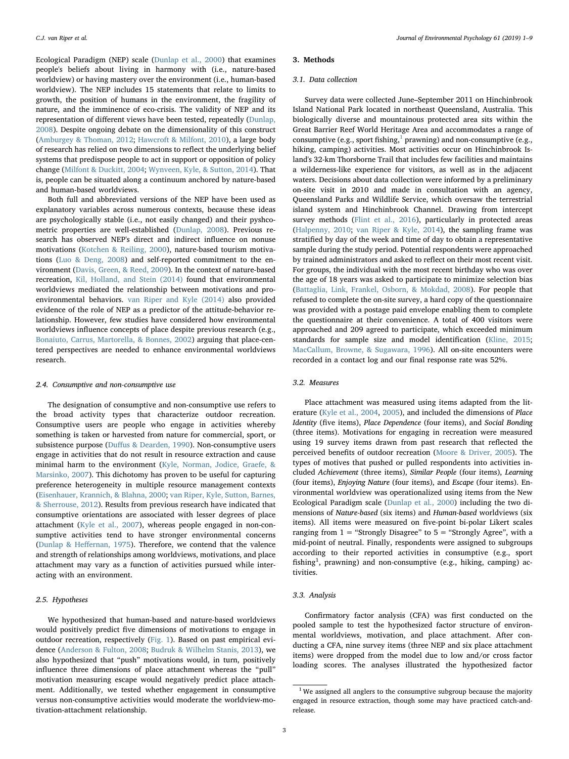Ecological Paradigm (NEP) scale (Dunlap et al., 2000) that examines people's beliefs about living in harmony with (i.e., nature-based worldview) or having mastery over the environment (i.e., human-based worldview). The NEP includes 15 statements that relate to limits to growth, the position of humans in the environment, the fragility of nature, and the imminence of eco-crisis. The validity of NEP and its representation of different views have been tested, repeatedly (Dunlap, 2008). Despite ongoing debate on the dimensionality of this construct (Amburgey & Thoman, 2012; Hawcroft & Milfont, 2010), a large body of research has relied on two dimensions to reflect the underlying belief systems that predispose people to act in support or opposition of policy change (Milfont & Duckitt, 2004; Wynveen, Kyle, & Sutton, 2014). That is, people can be situated along a continuum anchored by nature-based and human-based worldviews.

Both full and abbreviated versions of the NEP have been used as explanatory variables across numerous contexts, because these ideas are psychologically stable (i.e., not easily changed) and their pyshcometric properties are well-established (Dunlap, 2008). Previous research has observed NEP's direct and indirect influence on nonuse motivations (Kotchen & Reiling, 2000), nature-based tourism motivations (Luo & Deng, 2008) and self-reported commitment to the environment (Davis, Green, & Reed, 2009). In the context of nature-based recreation, Kil, Holland, and Stein (2014) found that environmental worldviews mediated the relationship between motivations and pro-environmental behaviors. van Riper and Kyle (2014) also provided evidence of the role of NEP as a predictor of the attitude-behavior relationship. However, few studies have considered how environmental worldviews influence concepts of place despite previous research (e.g., Bonaiuto, Carrus, Martorella, & Bonnes, 2002) arguing that place-centered perspectives are needed to enhance environmental worldviews research.

### 2.4. Consumptive and non-consumptive use

The designation of consumptive and non-consumptive use refers to the broad activity types that characterize outdoor recreation. Consumptive users are people who engage in activities whereby something is taken or harvested from nature for commercial, sport, or subsistence purpose (Duffus & Dearden, 1990). Non-consumptive users engage in activities that do not result in resource extraction and cause minimal harm to the environment (Kyle, Norman, Jodice, Graefe, & Marsinko, 2007). This dichotomy has proven to be useful for capturing preference heterogeneity in multiple resource management contexts (Eisenhauer, Krannich, & Blahna, 2000; van Riper, Kyle, Sutton, Barnes, & Sherrouse, 2012). Results from previous research have indicated that consumptive orientations are associated with lesser degrees of place attachment (Kyle et al., 2007), whereas people engaged in non-consumptive activities tend to have stronger environmental concerns (Dunlap & Heffernan, 1975). Therefore, we contend that the valence and strength of relationships among worldviews, motivations, and place attachment may vary as a function of activities pursued while interacting with an environment.

### 2.5. Hypotheses

We hypothesized that human-based and nature-based worldviews would positively predict five dimensions of motivations to engage in outdoor recreation, respectively (Fig. 1). Based on past empirical evidence (Anderson & Fulton, 2008; Budruk & Wilhelm Stanis, 2013), we also hypothesized that "push" motivations would, in turn, positively influence three dimensions of place attachment whereas the "pull" motivation measuring escape would negatively predict place attachment. Additionally, we tested whether engagement in consumptive versus non-consumptive activities would moderate the worldview-motivation-attachment relationship.

## 3. Methods

### 3.1. Data collection

Survey data were collected June–September 2011 on Hinchinbrook Island National Park located in northeast Queensland, Australia. This biologically diverse and mountainous protected area sits within the Great Barrier Reef World Heritage Area and accommodates a range of consumptive (e.g., sport fishing,[1] prawning) and non-consumptive (e.g., hiking, camping) activities. Most activities occur on Hinchinbrook Island's 32-km Thorsborne Trail that includes few facilities and maintains a wilderness-like experience for visitors, as well as in the adjacent waters. Decisions about data collection were informed by a preliminary on-site visit in 2010 and made in consultation with an agency, Queensland Parks and Wildlife Service, which oversaw the terrestrial island system and Hinchinbrook Channel. Drawing from intercept survey methods (Flint et al., 2016), particularly in protected areas (Halpenny, 2010; van Riper & Kyle, 2014), the sampling frame was stratified by day of the week and time of day to obtain a representative sample during the study period. Potential respondents were approached by trained administrators and asked to reflect on their most recent visit. For groups, the individual with the most recent birthday who was over the age of 18 years was asked to participate to minimize selection bias (Battaglia, Link, Frankel, Osborn, & Mokdad, 2008). For people that refused to complete the on-site survey, a hard copy of the questionnaire was provided with a postage paid envelope enabling them to complete the questionnaire at their convenience. A total of 400 visitors were approached and 209 agreed to participate, which exceeded minimum standards for sample size and model identification (Kline, 2015; MacCallum, Browne, & Sugawara, 1996). All on-site encounters were recorded in a contact log and our final response rate was 52%.

### 3.2. Measures

Place attachment was measured using items adapted from the literature (Kyle et al., 2004, 2005), and included the dimensions of *Place Identity* (five items), *Place Dependence* (four items), and *Social Bonding* (three items). Motivations for engaging in recreation were measured using 19 survey items drawn from past research that reflected the perceived benefits of outdoor recreation (Moore & Driver, 2005). The types of motives that pushed or pulled respondents into activities included *Achievement* (three items), *Similar People* (four items), *Learning* (four items), *Enjoying Nature* (four items), and *Escape* (four items). Environmental worldview was operationalized using items from the New Ecological Paradigm scale (Dunlap et al., 2000) including the two dimensions of *Nature-based* (six items) and *Human-based* worldviews (six items). All items were measured on five-point bi-polar Likert scales ranging from 1 = "Strongly Disagree" to 5 = "Strongly Agree", with a mid-point of neutral. Finally, respondents were assigned to subgroups according to their reported activities in consumptive (e.g., sport fishing[1], prawning) and non-consumptive (e.g., hiking, camping) activities.

### 3.3. Analysis

Confirmatory factor analysis (CFA) was first conducted on the pooled sample to test the hypothesized factor structure of environmental worldviews, motivation, and place attachment. After conducting a CFA, nine survey items (three NEP and six place attachment items) were dropped from the model due to low and/or cross factor loading scores. The analyses illustrated the hypothesized factor

[1] We assigned all anglers to the consumptive subgroup because the majority engaged in resource extraction, though some may have practiced catch-and-release.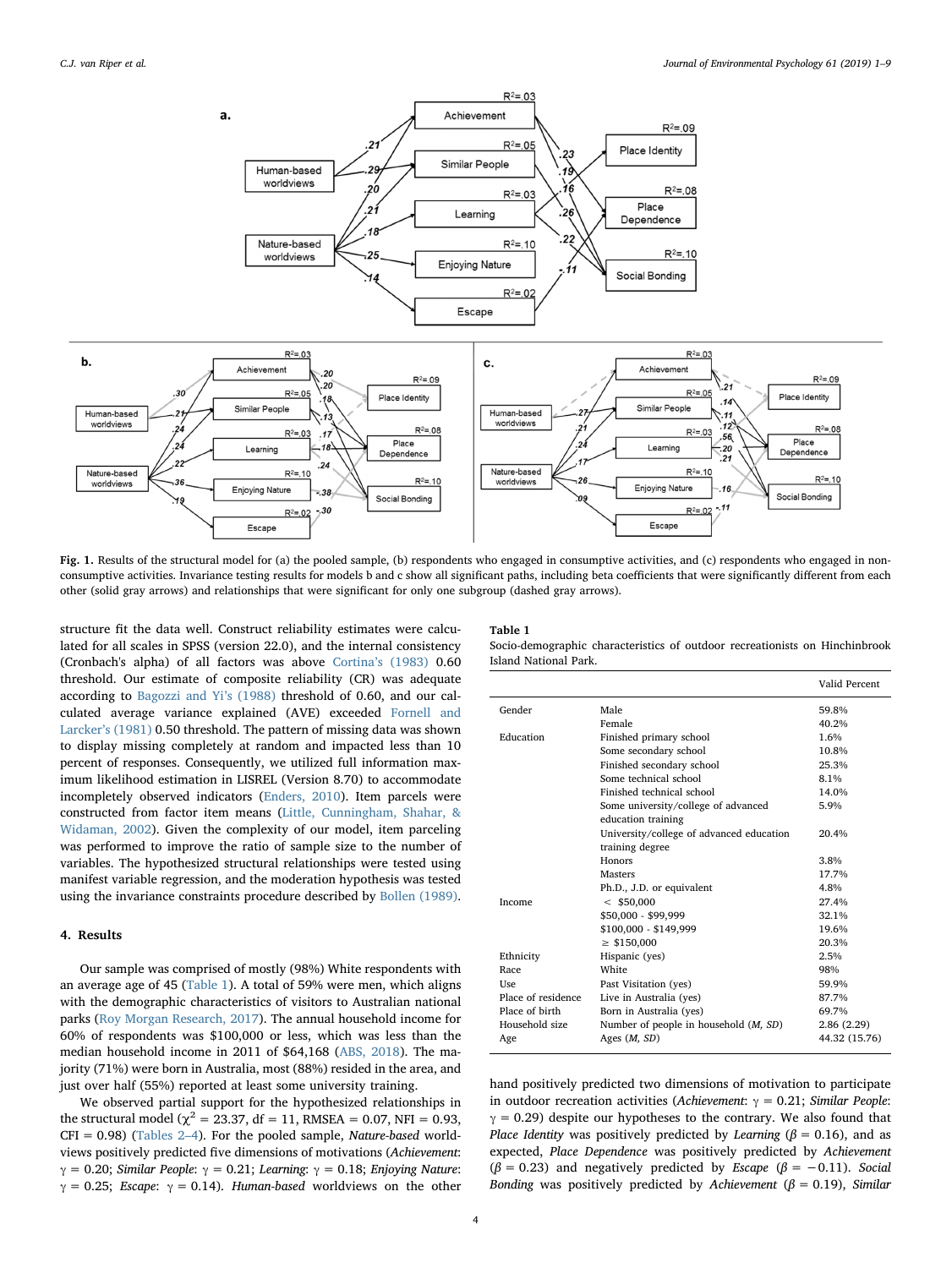Fig. 1. Results of the structural model for (a) the pooled sample, (b) respondents who engaged in consumptive activities, and (c) respondents who engaged in non-consumptive activities. Invariance testing results for models b and c show all significant paths, including beta coefficients that were significantly different from each other (solid gray arrows) and relationships that were significant for only one subgroup (dashed gray arrows).

structure fit the data well. Construct reliability estimates were calculated for all scales in SPSS (version 22.0), and the internal consistency (Cronbach's alpha) of all factors was above Cortina's (1983) 0.60 threshold. Our estimate of composite reliability (CR) was adequate according to Bagozzi and Yi's (1988) threshold of 0.60, and our calculated average variance explained (AVE) exceeded Fornell and Larcker's (1981) 0.50 threshold. The pattern of missing data was shown to display missing completely at random and impacted less than 10 percent of responses. Consequently, we utilized full information maximum likelihood estimation in LISREL (Version 8.70) to accommodate incompletely observed indicators (Enders, 2010). Item parcels were constructed from factor item means (Little, Cunningham, Shahar, & Widaman, 2002). Given the complexity of our model, item parceling was performed to improve the ratio of sample size to the number of variables. The hypothesized structural relationships were tested using manifest variable regression, and the moderation hypothesis was tested using the invariance constraints procedure described by Bollen (1989).

## 4. Results

Our sample was comprised of mostly (98%) White respondents with an average age of 45 (Table 1). A total of 59% were men, which aligns with the demographic characteristics of visitors to Australian national parks (Roy Morgan Research, 2017). The annual household income for 60% of respondents was $100,000 or less, which was less than the median household income in 2011 of $64,168 (ABS, 2018). The majority (71%) were born in Australia, most (88%) resided in the area, and just over half (55%) reported at least some university training.

We observed partial support for the hypothesized relationships in the structural model ($\chi^2 = 23.37$, df = 11, RMSEA = 0.07, NFI = 0.93, CFI = 0.98) (Tables 2–4). For the pooled sample, *Nature-based* worldviews positively predicted five dimensions of motivations (*Achievement*: $\gamma = 0.20$; *Similar People*: $\gamma = 0.21$; *Learning*: $\gamma = 0.18$; *Enjoying Nature*: $\gamma = 0.25$; *Escape*: $\gamma = 0.14$). *Human-based* worldviews on the other hand positively predicted two dimensions of motivation to participate in outdoor recreation activities (*Achievement*: $\gamma = 0.21$; *Similar People*: $\gamma = 0.29$) despite our hypotheses to the contrary. We also found that *Place Identity* was positively predicted by *Learning* ($\beta = 0.16$), and as expected, *Place Dependence* was positively predicted by *Achievement* ($\beta = 0.23$) and negatively predicted by *Escape* ($\beta = -0.11$). *Social Bonding* was positively predicted by *Achievement* ($\beta = 0.19$), *Similar*

**Table 1**
Socio-demographic characteristics of outdoor recreationists on Hinchinbrook Island National Park.

| | | Valid Percent |
|---|---|---|
| Gender | Male | 59.8% |
| | Female | 40.2% |
| Education | Finished primary school | 1.6% |
| | Some secondary school | 10.8% |
| | Finished secondary school | 25.3% |
| | Some technical school | 8.1% |
| | Finished technical school | 14.0% |
| | Some university/college of advanced education training | 5.9% |
| | University/college of advanced education training degree | 20.4% |
| | Honors | 3.8% |
| | Masters | 17.7% |
| | Ph.D., J.D. or equivalent | 4.8% |
| Income | < $50,000 | 27.4% |
| | $50,000 - $99,999 | 32.1% |
| | $100,000 - $149,999 | 19.6% |
| | ≥ $150,000 | 20.3% |
| Ethnicity | Hispanic (yes) | 2.5% |
| Race | White | 98% |
| Use | Past Visitation (yes) | 59.9% |
| Place of residence | Live in Australia (yes) | 87.7% |
| Place of birth | Born in Australia (yes) | 69.7% |
| Household size | Number of people in household (M, SD) | 2.86 (2.29) |
| Age | Ages (M, SD) | 44.32 (15.76) |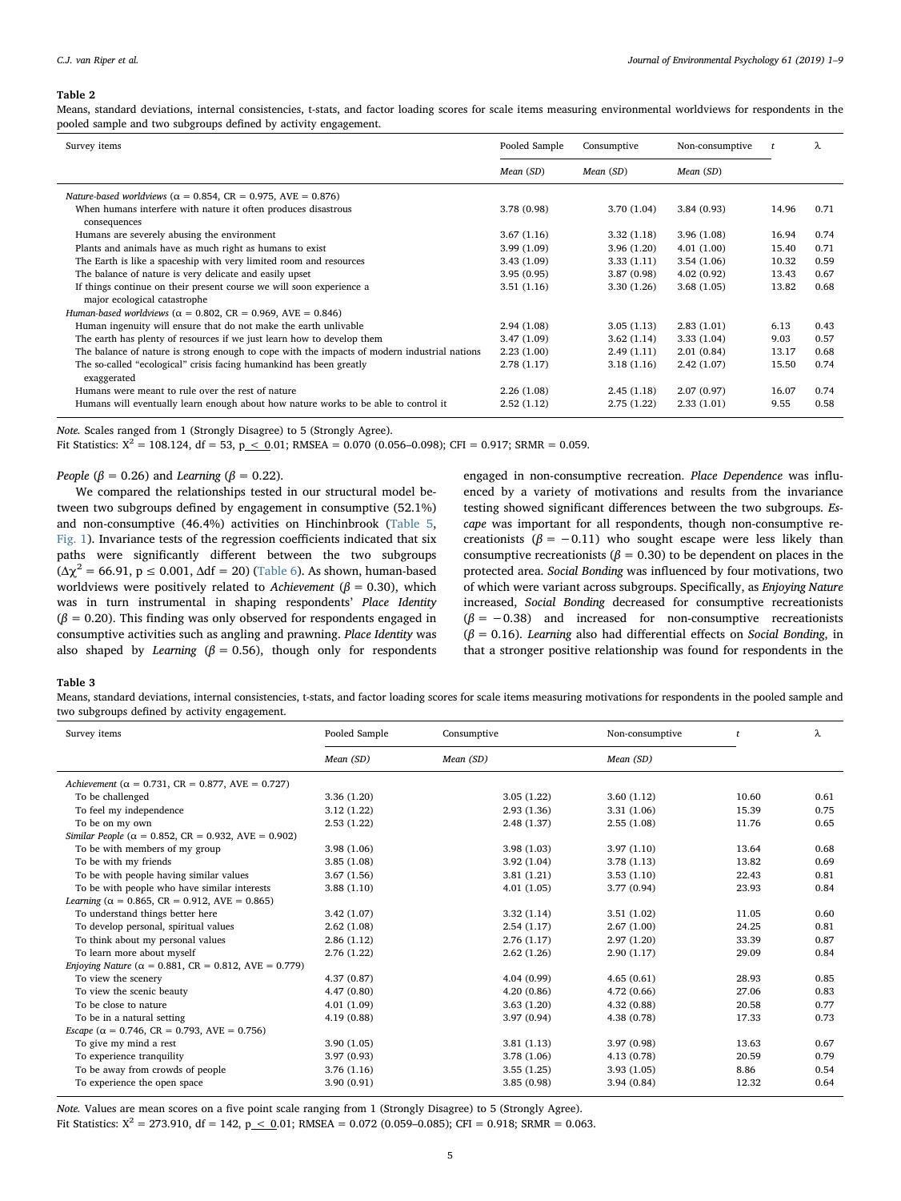**Table 2**

Means, standard deviations, internal consistencies, t-stats, and factor loading scores for scale items measuring environmental worldviews for respondents in the pooled sample and two subgroups defined by activity engagement.

| Survey items | Pooled Sample | Consumptive | Non-consumptive | *t* | λ |
|---|---|---|---|---|---|
| | *Mean (SD)* | *Mean (SD)* | *Mean (SD)* | | |
| *Nature-based worldviews* (α = 0.854, CR = 0.975, AVE = 0.876) | | | | | |
| When humans interfere with nature it often produces disastrous consequences | 3.78 (0.98) | 3.70 (1.04) | 3.84 (0.93) | 14.96 | 0.71 |
| Humans are severely abusing the environment | 3.67 (1.16) | 3.32 (1.18) | 3.96 (1.08) | 16.94 | 0.74 |
| Plants and animals have as much right as humans to exist | 3.99 (1.09) | 3.96 (1.20) | 4.01 (1.00) | 15.40 | 0.71 |
| The Earth is like a spaceship with very limited room and resources | 3.43 (1.09) | 3.33 (1.11) | 3.54 (1.06) | 10.32 | 0.59 |
| The balance of nature is very delicate and easily upset | 3.95 (0.95) | 3.87 (0.98) | 4.02 (0.92) | 13.43 | 0.67 |
| If things continue on their present course we will soon experience a major ecological catastrophe | 3.51 (1.16) | 3.30 (1.26) | 3.68 (1.05) | 13.82 | 0.68 |
| *Human-based worldviews* (α = 0.802, CR = 0.969, AVE = 0.846) | | | | | |
| Human ingenuity will ensure that do not make the earth unlivable | 2.94 (1.08) | 3.05 (1.13) | 2.83 (1.01) | 6.13 | 0.43 |
| The earth has plenty of resources if we just learn how to develop them | 3.47 (1.09) | 3.62 (1.14) | 3.33 (1.04) | 9.03 | 0.57 |
| The balance of nature is strong enough to cope with the impacts of modern industrial nations | 2.23 (1.00) | 2.49 (1.11) | 2.01 (0.84) | 13.17 | 0.68 |
| The so-called "ecological" crisis facing humankind has been greatly exaggerated | 2.78 (1.17) | 3.18 (1.16) | 2.42 (1.07) | 15.50 | 0.74 |
| Humans were meant to rule over the rest of nature | 2.26 (1.08) | 2.45 (1.18) | 2.07 (0.97) | 16.07 | 0.74 |
| Humans will eventually learn enough about how nature works to be able to control it | 2.52 (1.12) | 2.75 (1.22) | 2.33 (1.01) | 9.55 | 0.58 |

*Note.* Scales ranged from 1 (Strongly Disagree) to 5 (Strongly Agree).
Fit Statistics: $X^2 = 108.124$, df = 53, $p \le 0.01$; RMSEA = 0.070 (0.056–0.098); CFI = 0.917; SRMR = 0.059.

*People* ($\beta = 0.26$) and *Learning* ($\beta = 0.22$).

We compared the relationships tested in our structural model between two subgroups defined by engagement in consumptive (52.1%) and non-consumptive (46.4%) activities on Hinchinbrook (Table 5, Fig. 1). Invariance tests of the regression coefficients indicated that six paths were significantly different between the two subgroups ($\Delta\chi^2 = 66.91$, $p \le 0.001$, $\Delta df = 20$) (Table 6). As shown, human-based worldviews were positively related to *Achievement* ($\beta = 0.30$), which was in turn instrumental in shaping respondents' *Place Identity* ($\beta = 0.20$). This finding was only observed for respondents engaged in consumptive activities such as angling and prawning. *Place Identity* was also shaped by *Learning* ($\beta = 0.56$), though only for respondents engaged in non-consumptive recreation. *Place Dependence* was influenced by a variety of motivations and results from the invariance testing showed significant differences between the two subgroups. *Escape* was important for all respondents, though non-consumptive recreationists ($\beta = -0.11$) who sought escape were less likely than consumptive recreationists ($\beta = 0.30$) to be dependent on places in the protected area. *Social Bonding* was influenced by four motivations, two of which were variant across subgroups. Specifically, as *Enjoying Nature* increased, *Social Bonding* decreased for consumptive recreationists ($\beta = -0.38$) and increased for non-consumptive recreationists ($\beta = 0.16$). *Learning* also had differential effects on *Social Bonding*, in that a stronger positive relationship was found for respondents in the

**Table 3**

Means, standard deviations, internal consistencies, t-stats, and factor loading scores for scale items measuring motivations for respondents in the pooled sample and two subgroups defined by activity engagement.

| Survey items | Pooled Sample | Consumptive | Non-consumptive | *t* | λ |
|---|---|---|---|---|---|
| | *Mean (SD)* | *Mean (SD)* | *Mean (SD)* | | |
| *Achievement* (α = 0.731, CR = 0.877, AVE = 0.727) | | | | | |
| To be challenged | 3.36 (1.20) | 3.05 (1.22) | 3.60 (1.12) | 10.60 | 0.61 |
| To feel my independence | 3.12 (1.22) | 2.93 (1.36) | 3.31 (1.06) | 15.39 | 0.75 |
| To be on my own | 2.53 (1.22) | 2.48 (1.37) | 2.55 (1.08) | 11.76 | 0.65 |
| *Similar People* (α = 0.852, CR = 0.932, AVE = 0.902) | | | | | |
| To be with members of my group | 3.98 (1.06) | 3.98 (1.03) | 3.97 (1.10) | 13.64 | 0.68 |
| To be with my friends | 3.85 (1.08) | 3.92 (1.04) | 3.78 (1.13) | 13.82 | 0.69 |
| To be with people having similar values | 3.67 (1.56) | 3.81 (1.21) | 3.53 (1.10) | 22.43 | 0.81 |
| To be with people who have similar interests | 3.88 (1.10) | 4.01 (1.05) | 3.77 (0.94) | 23.93 | 0.84 |
| *Learning* (α = 0.865, CR = 0.912, AVE = 0.865) | | | | | |
| To understand things better here | 3.42 (1.07) | 3.32 (1.14) | 3.51 (1.02) | 11.05 | 0.60 |
| To develop personal, spiritual values | 2.62 (1.08) | 2.54 (1.17) | 2.67 (1.00) | 24.25 | 0.81 |
| To think about my personal values | 2.86 (1.12) | 2.76 (1.17) | 2.97 (1.20) | 33.39 | 0.87 |
| To learn more about myself | 2.76 (1.22) | 2.62 (1.26) | 2.90 (1.17) | 29.09 | 0.84 |
| *Enjoying Nature* (α = 0.881, CR = 0.812, AVE = 0.779) | | | | | |
| To view the scenery | 4.37 (0.87) | 4.04 (0.99) | 4.65 (0.61) | 28.93 | 0.85 |
| To view the scenic beauty | 4.47 (0.80) | 4.20 (0.86) | 4.72 (0.66) | 27.06 | 0.83 |
| To be close to nature | 4.01 (1.09) | 3.63 (1.20) | 4.32 (0.88) | 20.58 | 0.77 |
| To be in a natural setting | 4.19 (0.88) | 3.97 (0.94) | 4.38 (0.78) | 17.33 | 0.73 |
| *Escape* (α = 0.746, CR = 0.793, AVE = 0.756) | | | | | |
| To give my mind a rest | 3.90 (1.05) | 3.81 (1.13) | 3.97 (0.98) | 13.63 | 0.67 |
| To experience tranquility | 3.97 (0.93) | 3.78 (1.06) | 4.13 (0.78) | 20.59 | 0.79 |
| To be away from crowds of people | 3.76 (1.16) | 3.55 (1.25) | 3.93 (1.05) | 8.86 | 0.54 |
| To experience the open space | 3.90 (0.91) | 3.85 (0.98) | 3.94 (0.84) | 12.32 | 0.64 |

*Note.* Values are mean scores on a five point scale ranging from 1 (Strongly Disagree) to 5 (Strongly Agree).
Fit Statistics: $X^2 = 273.910$, df = 142, $p \le 0.01$; RMSEA = 0.072 (0.059–0.085); CFI = 0.918; SRMR = 0.063.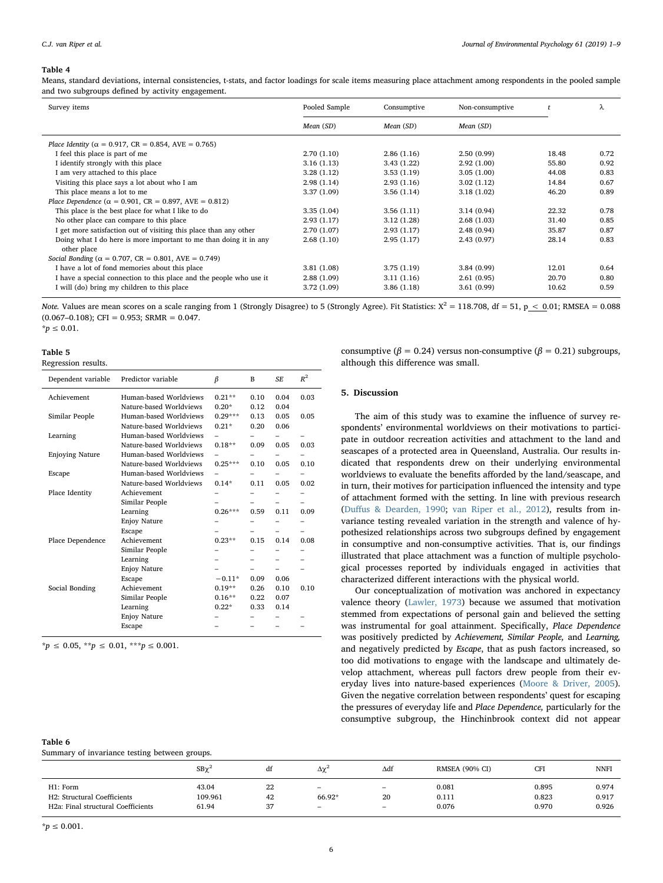**Table 4**

Means, standard deviations, internal consistencies, t-stats, and factor loadings for scale items measuring place attachment among respondents in the pooled sample and two subgroups defined by activity engagement.

| Survey items | Pooled Sample | Consumptive | Non-consumptive | $t$ | λ |
|---|---|---|---|---|---|
| | *Mean (SD)* | *Mean (SD)* | *Mean (SD)* | | |
| *Place Identity* (α = 0.917, CR = 0.854, AVE = 0.765) | | | | | |
| I feel this place is part of me | 2.70 (1.10) | 2.86 (1.16) | 2.50 (0.99) | 18.48 | 0.72 |
| I identify strongly with this place | 3.16 (1.13) | 3.43 (1.22) | 2.92 (1.00) | 55.80 | 0.92 |
| I am very attached to this place | 3.28 (1.12) | 3.53 (1.19) | 3.05 (1.00) | 44.08 | 0.83 |
| Visiting this place says a lot about who I am | 2.98 (1.14) | 2.93 (1.16) | 3.02 (1.12) | 14.84 | 0.67 |
| This place means a lot to me | 3.37 (1.09) | 3.56 (1.14) | 3.18 (1.02) | 46.20 | 0.89 |
| *Place Dependence* (α = 0.901, CR = 0.897, AVE = 0.812) | | | | | |
| This place is the best place for what I like to do | 3.35 (1.04) | 3.56 (1.11) | 3.14 (0.94) | 22.32 | 0.78 |
| No other place can compare to this place | 2.93 (1.17) | 3.12 (1.28) | 2.68 (1.03) | 31.40 | 0.85 |
| I get more satisfaction out of visiting this place than any other | 2.70 (1.07) | 2.93 (1.17) | 2.48 (0.94) | 35.87 | 0.87 |
| Doing what I do here is more important to me than doing it in any other place | 2.68 (1.10) | 2.95 (1.17) | 2.43 (0.97) | 28.14 | 0.83 |
| *Social Bonding* (α = 0.707, CR = 0.801, AVE = 0.749) | | | | | |
| I have a lot of fond memories about this place | 3.81 (1.08) | 3.75 (1.19) | 3.84 (0.99) | 12.01 | 0.64 |
| I have a special connection to this place and the people who use it | 2.88 (1.09) | 3.11 (1.16) | 2.61 (0.95) | 20.70 | 0.80 |
| I will (do) bring my children to this place | 3.72 (1.09) | 3.86 (1.18) | 3.61 (0.99) | 10.62 | 0.59 |

*Note.* Values are mean scores on a scale ranging from 1 (Strongly Disagree) to 5 (Strongly Agree). Fit Statistics: $X^2 = 118.708$, df = 51, $p \leq 0.01$; RMSEA = 0.088 (0.067–0.108); CFI = 0.953; SRMR = 0.047.
$*p \leq 0.01$.

**Table 5**

Regression results.

| Dependent variable | Predictor variable | β | B | SE | $R^2$ |
|---|---|---|---|---|---|
| Achievement | Human-based Worldviews | 0.21** | 0.10 | 0.04 | 0.03 |
| | Nature-based Worldviews | 0.20* | 0.12 | 0.04 | |
| Similar People | Human-based Worldviews | 0.29*** | 0.13 | 0.05 | 0.05 |
| | Nature-based Worldviews | 0.21* | 0.20 | 0.06 | |
| Learning | Human-based Worldviews | – | – | – | – |
| | Nature-based Worldviews | 0.18** | 0.09 | 0.05 | 0.03 |
| Enjoying Nature | Human-based Worldviews | – | – | – | – |
| | Nature-based Worldviews | 0.25*** | 0.10 | 0.05 | 0.10 |
| Escape | Human-based Worldviews | – | – | – | – |
| | Nature-based Worldviews | 0.14* | 0.11 | 0.05 | 0.02 |
| Place Identity | Achievement | – | – | – | – |
| | Similar People | – | – | – | – |
| | Learning | 0.26*** | 0.59 | 0.11 | 0.09 |
| | Enjoy Nature | – | – | – | – |
| | Escape | – | – | – | – |
| Place Dependence | Achievement | 0.23** | 0.15 | 0.14 | 0.08 |
| | Similar People | – | – | – | – |
| | Learning | – | – | – | – |
| | Enjoy Nature | – | – | – | – |
| | Escape | −0.11* | 0.09 | 0.06 | |
| Social Bonding | Achievement | 0.19** | 0.26 | 0.10 | 0.10 |
| | Similar People | 0.16** | 0.22 | 0.07 | |
| | Learning | 0.22* | 0.33 | 0.14 | |
| | Enjoy Nature | – | – | – | – |
| | Escape | – | – | – | – |

$*p \leq 0.05$, $**p \leq 0.01$, $***p \leq 0.001$.

consumptive (β = 0.24) versus non-consumptive (β = 0.21) subgroups, although this difference was small.

## 5. Discussion

The aim of this study was to examine the influence of survey respondents' environmental worldviews on their motivations to participate in outdoor recreation activities and attachment to the land and seascapes of a protected area in Queensland, Australia. Our results indicated that respondents drew on their underlying environmental worldviews to evaluate the benefits afforded by the land/seascape, and in turn, their motives for participation influenced the intensity and type of attachment formed with the setting. In line with previous research (Duffus & Dearden, 1990; van Riper et al., 2012), results from invariance testing revealed variation in the strength and valence of hypothesized relationships across two subgroups defined by engagement in consumptive and non-consumptive activities. That is, our findings illustrated that place attachment was a function of multiple psychological processes reported by individuals engaged in activities that characterized different interactions with the physical world.

Our conceptualization of motivation was anchored in expectancy valence theory (Lawler, 1973) because we assumed that motivation stemmed from expectations of personal gain and believed the setting was instrumental for goal attainment. Specifically, *Place Dependence* was positively predicted by *Achievement, Similar People,* and *Learning,* and negatively predicted by *Escape*, that as push factors increased, so too did motivations to engage with the landscape and ultimately develop attachment, whereas pull factors drew people from their everyday lives into nature-based experiences (Moore & Driver, 2005). Given the negative correlation between respondents' quest for escaping the pressures of everyday life and *Place Dependence,* particularly for the consumptive subgroup, the Hinchinbrook context did not appear

**Table 6**

Summary of invariance testing between groups.

| | $SB\chi^2$ | df | $\Delta\chi^2$ | Δdf | RMSEA (90% CI) | CFI | NNFI |
|---|---|---|---|---|---|---|---|
| H1: Form | 43.04 | 22 | – | – | 0.081 | 0.895 | 0.974 |
| H2: Structural Coefficients | 109.961 | 42 | 66.92* | 20 | 0.111 | 0.823 | 0.917 |
| H2a: Final structural Coefficients | 61.94 | 37 | – | – | 0.076 | 0.970 | 0.926 |

$*p \leq 0.001$.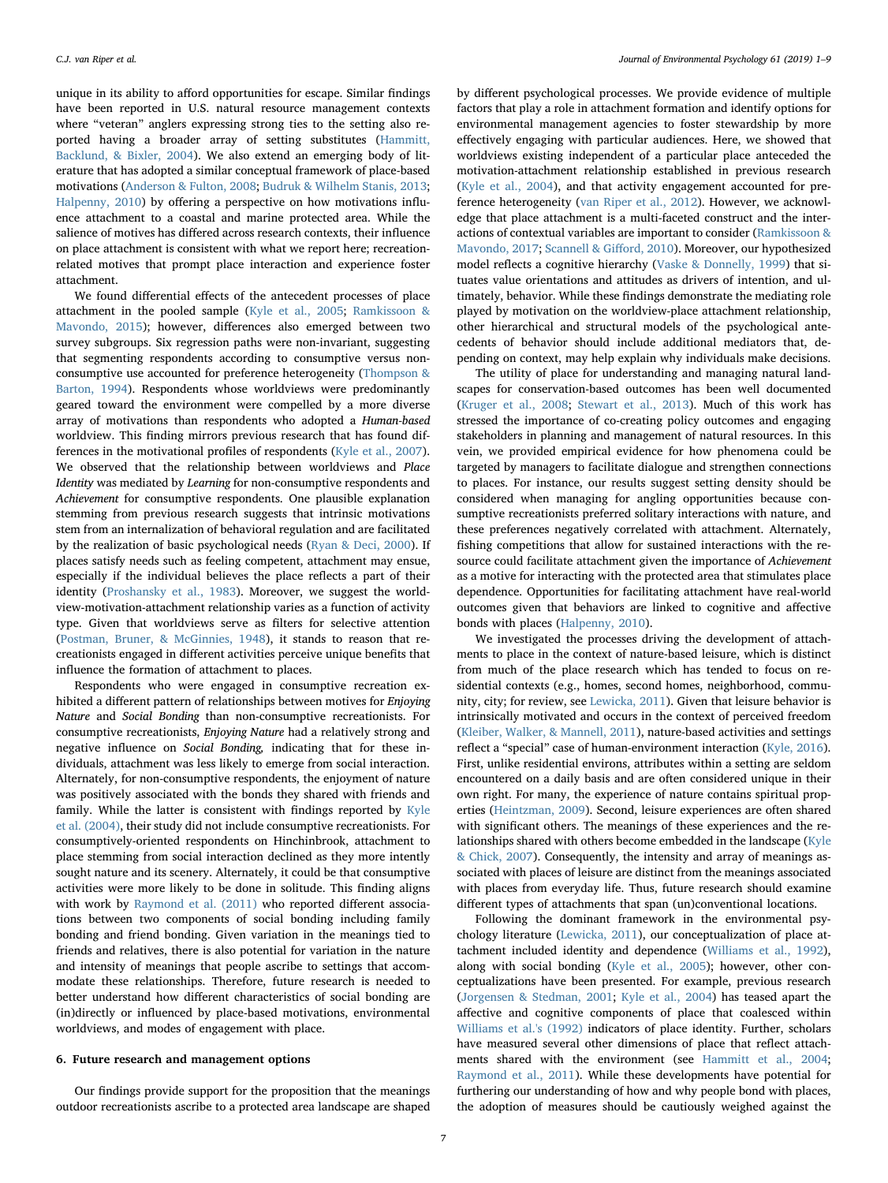unique in its ability to afford opportunities for escape. Similar findings have been reported in U.S. natural resource management contexts where "veteran" anglers expressing strong ties to the setting also reported having a broader array of setting substitutes (Hammitt, Backlund, & Bixler, 2004). We also extend an emerging body of literature that has adopted a similar conceptual framework of place-based motivations (Anderson & Fulton, 2008; Budruk & Wilhelm Stanis, 2013; Halpenny, 2010) by offering a perspective on how motivations influence attachment to a coastal and marine protected area. While the salience of motives has differed across research contexts, their influence on place attachment is consistent with what we report here; recreation-related motives that prompt place interaction and experience foster attachment.

We found differential effects of the antecedent processes of place attachment in the pooled sample (Kyle et al., 2005; Ramkissoon & Mavondo, 2015); however, differences also emerged between two survey subgroups. Six regression paths were non-invariant, suggesting that segmenting respondents according to consumptive versus non-consumptive use accounted for preference heterogeneity (Thompson & Barton, 1994). Respondents whose worldviews were predominantly geared toward the environment were compelled by a more diverse array of motivations than respondents who adopted a *Human-based* worldview. This finding mirrors previous research that has found differences in the motivational profiles of respondents (Kyle et al., 2007). We observed that the relationship between worldviews and *Place Identity* was mediated by *Learning* for non-consumptive respondents and *Achievement* for consumptive respondents. One plausible explanation stemming from previous research suggests that intrinsic motivations stem from an internalization of behavioral regulation and are facilitated by the realization of basic psychological needs (Ryan & Deci, 2000). If places satisfy needs such as feeling competent, attachment may ensue, especially if the individual believes the place reflects a part of their identity (Proshansky et al., 1983). Moreover, we suggest the worldview-motivation-attachment relationship varies as a function of activity type. Given that worldviews serve as filters for selective attention (Postman, Bruner, & McGinnies, 1948), it stands to reason that recreationists engaged in different activities perceive unique benefits that influence the formation of attachment to places.

Respondents who were engaged in consumptive recreation exhibited a different pattern of relationships between motives for *Enjoying Nature* and *Social Bonding* than non-consumptive recreationists. For consumptive recreationists, *Enjoying Nature* had a relatively strong and negative influence on *Social Bonding,* indicating that for these individuals, attachment was less likely to emerge from social interaction. Alternately, for non-consumptive respondents, the enjoyment of nature was positively associated with the bonds they shared with friends and family. While the latter is consistent with findings reported by Kyle et al. (2004), their study did not include consumptive recreationists. For consumptively-oriented respondents on Hinchinbrook, attachment to place stemming from social interaction declined as they more intently sought nature and its scenery. Alternately, it could be that consumptive activities were more likely to be done in solitude. This finding aligns with work by Raymond et al. (2011) who reported different associations between two components of social bonding including family bonding and friend bonding. Given variation in the meanings tied to friends and relatives, there is also potential for variation in the nature and intensity of meanings that people ascribe to settings that accommodate these relationships. Therefore, future research is needed to better understand how different characteristics of social bonding are (in)directly or influenced by place-based motivations, environmental worldviews, and modes of engagement with place.

## 6. Future research and management options

Our findings provide support for the proposition that the meanings outdoor recreationists ascribe to a protected area landscape are shaped by different psychological processes. We provide evidence of multiple factors that play a role in attachment formation and identify options for environmental management agencies to foster stewardship by more effectively engaging with particular audiences. Here, we showed that worldviews existing independent of a particular place anteceded the motivation-attachment relationship established in previous research (Kyle et al., 2004), and that activity engagement accounted for preference heterogeneity (van Riper et al., 2012). However, we acknowledge that place attachment is a multi-faceted construct and the interactions of contextual variables are important to consider (Ramkissoon & Mavondo, 2017; Scannell & Gifford, 2010). Moreover, our hypothesized model reflects a cognitive hierarchy (Vaske & Donnelly, 1999) that situates value orientations and attitudes as drivers of intention, and ultimately, behavior. While these findings demonstrate the mediating role played by motivation on the worldview-place attachment relationship, other hierarchical and structural models of the psychological antecedents of behavior should include additional mediators that, depending on context, may help explain why individuals make decisions.

The utility of place for understanding and managing natural landscapes for conservation-based outcomes has been well documented (Kruger et al., 2008; Stewart et al., 2013). Much of this work has stressed the importance of co-creating policy outcomes and engaging stakeholders in planning and management of natural resources. In this vein, we provided empirical evidence for how phenomena could be targeted by managers to facilitate dialogue and strengthen connections to places. For instance, our results suggest setting density should be considered when managing for angling opportunities because consumptive recreationists preferred solitary interactions with nature, and these preferences negatively correlated with attachment. Alternately, fishing competitions that allow for sustained interactions with the resource could facilitate attachment given the importance of *Achievement* as a motive for interacting with the protected area that stimulates place dependence. Opportunities for facilitating attachment have real-world outcomes given that behaviors are linked to cognitive and affective bonds with places (Halpenny, 2010).

We investigated the processes driving the development of attachments to place in the context of nature-based leisure, which is distinct from much of the place research which has tended to focus on residential contexts (e.g., homes, second homes, neighborhood, community, city; for review, see Lewicka, 2011). Given that leisure behavior is intrinsically motivated and occurs in the context of perceived freedom (Kleiber, Walker, & Mannell, 2011), nature-based activities and settings reflect a "special" case of human-environment interaction (Kyle, 2016). First, unlike residential environs, attributes within a setting are seldom encountered on a daily basis and are often considered unique in their own right. For many, the experience of nature contains spiritual properties (Heintzman, 2009). Second, leisure experiences are often shared with significant others. The meanings of these experiences and the relationships shared with others become embedded in the landscape (Kyle & Chick, 2007). Consequently, the intensity and array of meanings associated with places of leisure are distinct from the meanings associated with places from everyday life. Thus, future research should examine different types of attachments that span (un)conventional locations.

Following the dominant framework in the environmental psychology literature (Lewicka, 2011), our conceptualization of place attachment included identity and dependence (Williams et al., 1992), along with social bonding (Kyle et al., 2005); however, other conceptualizations have been presented. For example, previous research (Jorgensen & Stedman, 2001; Kyle et al., 2004) has teased apart the affective and cognitive components of place that coalesced within Williams et al.'s (1992) indicators of place identity. Further, scholars have measured several other dimensions of place that reflect attachments shared with the environment (see Hammitt et al., 2004; Raymond et al., 2011). While these developments have potential for furthering our understanding of how and why people bond with places, the adoption of measures should be cautiously weighed against the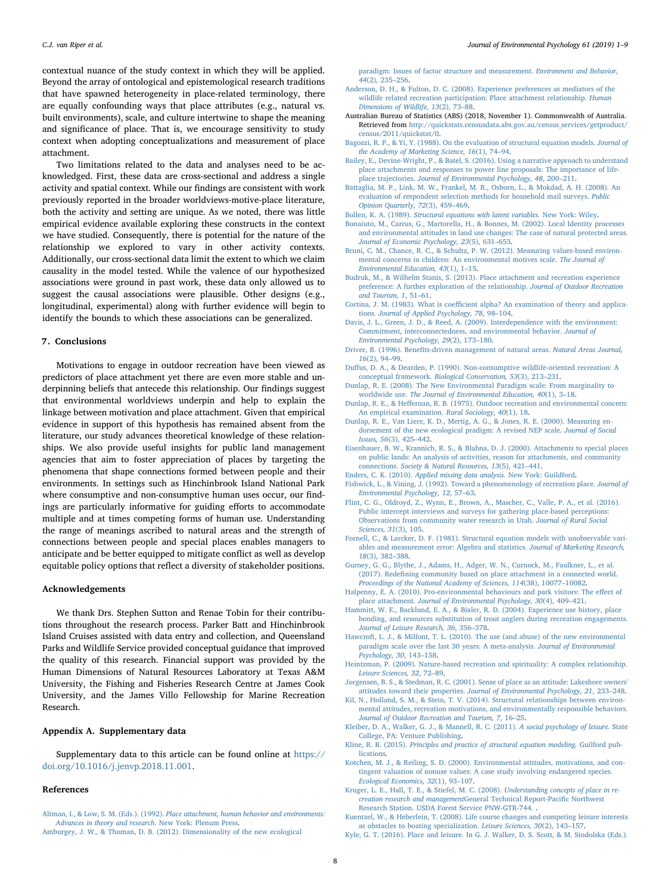contextual nuance of the study context in which they will be applied. Beyond the array of ontological and epistemological research traditions that have spawned heterogeneity in place-related terminology, there are equally confounding ways that place attributes (e.g., natural vs. built environments), scale, and culture intertwine to shape the meaning and significance of place. That is, we encourage sensitivity to study context when adopting conceptualizations and measurement of place attachment.

Two limitations related to the data and analyses need to be acknowledged. First, these data are cross-sectional and address a single activity and spatial context. While our findings are consistent with work previously reported in the broader worldviews-motive-place literature, both the activity and setting are unique. As we noted, there was little empirical evidence available exploring these constructs in the context we have studied. Consequently, there is potential for the nature of the relationship we explored to vary in other activity contexts. Additionally, our cross-sectional data limit the extent to which we claim causality in the model tested. While the valence of our hypothesized associations were ground in past work, these data only allowed us to suggest the causal associations were plausible. Other designs (e.g., longitudinal, experimental) along with further evidence will begin to identify the bounds to which these associations can be generalized.

## 7. Conclusions

Motivations to engage in outdoor recreation have been viewed as predictors of place attachment yet there are even more stable and underpinning beliefs that antecede this relationship. Our findings suggest that environmental worldviews underpin and help to explain the linkage between motivation and place attachment. Given that empirical evidence in support of this hypothesis has remained absent from the literature, our study advances theoretical knowledge of these relationships. We also provide useful insights for public land management agencies that aim to foster appreciation of places by targeting the phenomena that shape connections formed between people and their environments. In settings such as Hinchinbrook Island National Park where consumptive and non-consumptive human uses occur, our findings are particularly informative for guiding efforts to accommodate multiple and at times competing forms of human use. Understanding the range of meanings ascribed to natural areas and the strength of connections between people and special places enables managers to anticipate and be better equipped to mitigate conflict as well as develop equitable policy options that reflect a diversity of stakeholder positions.

## Acknowledgements

We thank Drs. Stephen Sutton and Renae Tobin for their contributions throughout the research process. Parker Batt and Hinchinbrook Island Cruises assisted with data entry and collection, and Queensland Parks and Wildlife Service provided conceptual guidance that improved the quality of this research. Financial support was provided by the Human Dimensions of Natural Resources Laboratory at Texas A&M University, the Fishing and Fisheries Research Centre at James Cook University, and the James Villo Fellowship for Marine Recreation Research.

## Appendix A. Supplementary data

Supplementary data to this article can be found online at https://doi.org/10.1016/j.jenvp.2018.11.001.

## References

Altman, I., & Low, S. M. (Eds.). (1992). *Place attachment, human behavior and environments: Advances in theory and research.* New York: Plenum Press.

Amburgey, J. W., & Thoman, D. B. (2012). Dimensionality of the new ecological paradigm: Issues of factor structure and measurement. *Environment and Behavior, 44*(2), 235–256.

Anderson, D. H., & Fulton, D. C. (2008). Experience preferences as mediators of the wildlife related recreation participation: Place attachment relationship. *Human Dimensions of Wildlife, 13*(2), 73–88.

Australian Bureau of Statistics (ABS) (2018, November 1). Commonwealth of Australia. Retrieved from http://quickstats.censusdata.abs.gov.au/census_services/getproduct/census/2011/quickstat/0.

Bagozzi, R. P., & Yi, Y. (1988). On the evaluation of structural equation models. *Journal of the Academy of Marketing Science, 16*(1), 74–94.

Bailey, E., Devine-Wright, P., & Batel, S. (2016). Using a narrative approach to understand place attachments and responses to power line proposals: The importance of life-place trajectories. *Journal of Environmental Psychology, 48*, 200–211.

Battaglia, M. P., Link, M. W., Frankel, M. R., Osborn, L., & Mokdad, A. H. (2008). An evaluation of respondent selection methods for household mail surveys. *Public Opinion Quarterly, 72*(3), 459–469.

Bollen, K. A. (1989). *Structural equations with latent variables.* New York: Wiley.

Bonaiuto, M., Carrus, G., Martorella, H., & Bonnes, M. (2002). Local Identity processes and environmental attitudes in land use changes: The case of natural protected areas. *Journal of Economic Psychology, 23*(5), 631–653.

Bruni, C. M., Chance, R. C., & Schultz, P. W. (2012). Measuring values-based environmental concerns in children: An environmental motives scale. *The Journal of Environmental Education, 43*(1), 1–15.

Budruk, M., & Wilhelm Stanis, S. (2013). Place attachment and recreation experience preference: A further exploration of the relationship. *Journal of Outdoor Recreation and Tourism, 1*, 51–61.

Cortina, J. M. (1983). What is coefficient alpha? An examination of theory and applications. *Journal of Applied Psychology, 78*, 98–104.

Davis, J. L., Green, J. D., & Reed, A. (2009). Interdependence with the environment: Commitment, interconnectedness, and environmental behavior. *Journal of Environmental Psychology, 29*(2), 173–180.

Driver, B. (1996). Benefits-driven management of natural areas. *Natural Areas Journal, 16*(2), 94–99.

Duffus, D. A., & Dearden, P. (1990). Non-consumptive wildlife-oriented recreation: A conceptual framework. *Biological Conservation, 53*(3), 213–231.

Dunlap, R. E. (2008). The New Environmental Paradigm scale: From marginality to worldwide use. *The Journal of Environmental Education, 40*(1), 3–18.

Dunlap, R. E., & Heffernan, R. B. (1975). Outdoor recreation and environmental concern: An empirical examination. *Rural Sociology, 40*(1), 18.

Dunlap, R. E., Van Liere, K. D., Mertig, A. G., & Jones, R. E. (2000). Measuring endorsement of the new ecological pradigm: A revised NEP scale. *Journal of Social Issues, 56*(3), 425–442.

Eisenhauer, B. W., Krannich, R. S., & Blahna, D. J. (2000). Attachments to special places on public lands: An analysis of activities, reason for attachments, and community connections. *Society & Natural Resources, 13*(5), 421–441.

Enders, C. K. (2010). *Applied missing data analysis.* New York: Guildford.

Fishwick, L., & Vining, J. (1992). Toward a phenomenology of recreation place. *Journal of Environmental Psychology, 12*, 57–63.

Flint, C. G., Oldroyd, Z., Wynn, E., Brown, A., Mascher, C., Valle, P. A., et al. (2016). Public intercept interviews and surveys for gathering place-based perceptions: Observations from community water research in Utah. *Journal of Rural Social Sciences, 31*(3), 105.

Fornell, C., & Larcker, D. F. (1981). Structural equation models with unobservable variables and measurement error: Algebra and statistics. *Journal of Marketing Research, 18*(3), 382–388.

Gurney, G. G., Blythe, J., Adams, H., Adger, W. N., Curnock, M., Faulkner, L., et al. (2017). Redefining community based on place attachment in a connected world. *Proceedings of the National Academy of Sciences, 114*(38), 10077–10082.

Halpenny, E. A. (2010). Pro-environmental behaviours and park visitors: The effect of place attachment. *Journal of Environmental Psychology, 30*(4), 409–421.

Hammitt, W. E., Backlund, E. A., & Bixler, R. D. (2004). Experience use history, place bonding, and resources substitution of trout anglers during recreation engagements. *Journal of Leisure Research, 36*, 356–378.

Hawcroft, L. J., & Milfont, T. L. (2010). The use (and abuse) of the new environmental paradigm scale over the last 30 years: A meta-analysis. *Journal of Environmental Psychology, 30*, 143–158.

Heintzman, P. (2009). Nature-based recreation and spirituality: A complex relationship. *Leisure Sciences, 32*, 72–89.

Jorgensen, B. S., & Stedman, R. C. (2001). Sense of place as an attitude: Lakeshore owners' attitudes toward their properties. *Journal of Environmental Psychology, 21*, 233–248.

Kil, N., Holland, S. M., & Stein, T. V. (2014). Structural relationships between environmental attitudes, recreation motivations, and environmentally responsible behaviors. *Journal of Outdoor Recreation and Tourism, 7*, 16–25.

Kleiber, D. A., Walker, G. J., & Mannell, R. C. (2011). *A social psychology of leisure.* State College, PA: Venture Publishing.

Kline, R. B. (2015). *Principles and practice of structural equation modeling.* Guilford publications.

Kotchen, M. J., & Reiling, S. D. (2000). Environmental attitudes, motivations, and contingent valuation of nonuse values: A case study involving endangered species. *Ecological Economics, 32*(1), 93–107.

Kruger, L. E., Hall, T. E., & Stiefel, M. C. (2008). *Understanding concepts of place in recreation research and management*General Technical Report-Pacific Northwest Research Station. USDA Forest Service PNW-GTR-744. .

Kuentzel, W., & Heberlein, T. (2008). Life course changes and competing leisure interests as obstacles to boating specialization. *Leisure Sciences, 30*(2), 143–157.

Kyle, G. T. (2016). Place and leisure. In G. J. Walker, D. S. Scott, & M. Stodolska (Eds.).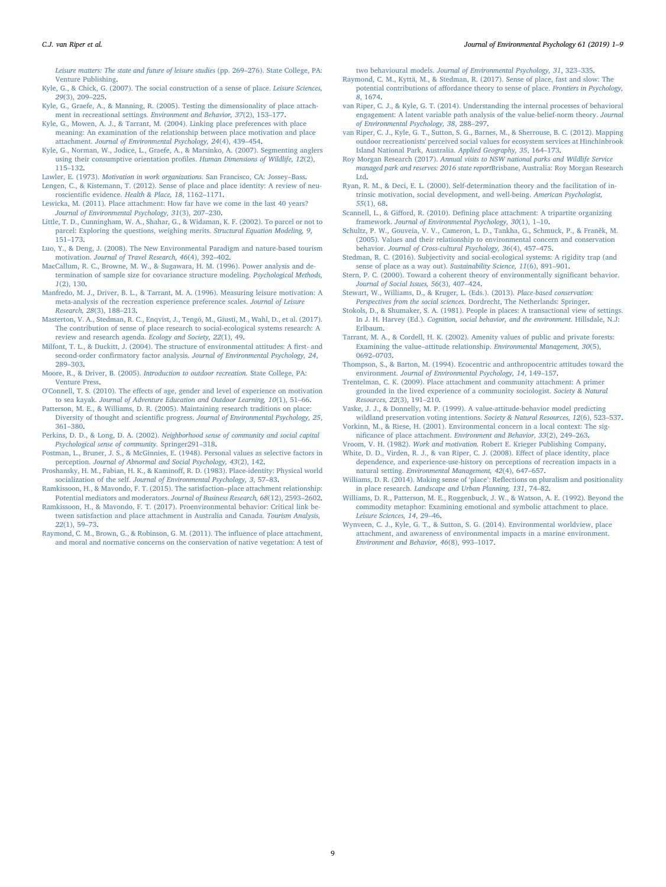*Leisure matters: The state and future of leisure studies* (pp. 269–276). State College, PA: Venture Publishing.

Kyle, G., & Chick, G. (2007). The social construction of a sense of place. *Leisure Sciences, 29*(3), 209–225.

Kyle, G., Graefe, A., & Manning, R. (2005). Testing the dimensionality of place attachment in recreational settings. *Environment and Behavior, 37*(2), 153–177.

Kyle, G., Mowen, A. J., & Tarrant, M. (2004). Linking place preferences with place meaning: An examination of the relationship between place motivation and place attachment. *Journal of Environmental Psychology, 24*(4), 439–454.

Kyle, G., Norman, W., Jodice, L., Graefe, A., & Marsinko, A. (2007). Segmenting anglers using their consumptive orientation profiles. *Human Dimensions of Wildlife, 12*(2), 115–132.

Lawler, E. (1973). *Motivation in work organizations.* San Francisco, CA: Jossey–Bass.

Lengen, C., & Kistemann, T. (2012). Sense of place and place identity: A review of neuroscientific evidence. *Health & Place, 18*, 1162–1171.

Lewicka, M. (2011). Place attachment: How far have we come in the last 40 years? *Journal of Environmental Psychology, 31*(3), 207–230.

Little, T. D., Cunningham, W. A., Shahar, G., & Widaman, K. F. (2002). To parcel or not to parcel: Exploring the questions, weighing merits. *Structural Equation Modeling, 9*, 151–173.

Luo, Y., & Deng, J. (2008). The New Environmental Paradigm and nature-based tourism motivation. *Journal of Travel Research, 46*(4), 392–402.

MacCallum, R. C., Browne, M. W., & Sugawara, H. M. (1996). Power analysis and determination of sample size for covariance structure modeling. *Psychological Methods, 1*(2), 130.

Manfredo, M. J., Driver, B. L., & Tarrant, M. A. (1996). Measuring leisure motivation: A meta-analysis of the recreation experience preference scales. *Journal of Leisure Research, 28*(3), 188–213.

Masterton, V. A., Stedman, R. C., Enqvist, J., Tengö, M., Giusti, M., Wahl, D., et al. (2017). The contribution of sense of place research to social-ecological systems research: A review and research agenda. *Ecology and Society, 22*(1), 49.

Milfont, T. L., & Duckitt, J. (2004). The structure of environmental attitudes: A first- and second-order confirmatory factor analysis. *Journal of Environmental Psychology, 24*, 289–303.

Moore, R., & Driver, B. (2005). *Introduction to outdoor recreation.* State College, PA: Venture Press.

O'Connell, T. S. (2010). The effects of age, gender and level of experience on motivation to sea kayak. *Journal of Adventure Education and Outdoor Learning, 10*(1), 51–66.

Patterson, M. E., & Williams, D. R. (2005). Maintaining research traditions on place: Diversity of thought and scientific progress. *Journal of Environmental Psychology, 25*, 361–380.

Perkins, D. D., & Long, D. A. (2002). *Neighborhood sense of community and social capital Psychological sense of community.* Springer291–318.

Postman, L., Bruner, J. S., & McGinnies, E. (1948). Personal values as selective factors in perception. *Journal of Abnormal and Social Psychology, 43*(2), 142.

Proshansky, H. M., Fabian, H. K., & Kaminoff, R. D. (1983). Place-identity: Physical world socialization of the self. *Journal of Environmental Psychology, 3*, 57–83.

Ramkissoon, H., & Mavondo, F. T. (2015). The satisfaction–place attachment relationship: Potential mediators and moderators. *Journal of Business Research, 68*(12), 2593–2602.

Ramkissoon, H., & Mavondo, F. T. (2017). Proenvironmental behavior: Critical link between satisfaction and place attachment in Australia and Canada. *Tourism Analysis, 22*(1), 59–73.

Raymond, C. M., Brown, G., & Robinson, G. M. (2011). The influence of place attachment, and moral and normative concerns on the conservation of native vegetation: A test of two behavioural models. *Journal of Environmental Psychology, 31*, 323–335.

Raymond, C. M., Kyttä, M., & Stedman, R. (2017). Sense of place, fast and slow: The potential contributions of affordance theory to sense of place. *Frontiers in Psychology, 8*, 1674.

van Riper, C. J., & Kyle, G. T. (2014). Understanding the internal processes of behavioral engagement: A latent variable path analysis of the value-belief-norm theory. *Journal of Environmental Psychology, 38*, 288–297.

van Riper, C. J., Kyle, G. T., Sutton, S. G., Barnes, M., & Sherrouse, B. C. (2012). Mapping outdoor recreationists' perceived social values for ecosystem services at Hinchinbrook Island National Park, Australia. *Applied Geography, 35*, 164–173.

Roy Morgan Research (2017). *Annual visits to NSW national parks and Wildlife Service managed park and reserves: 2016 state report*Brisbane, Australia: Roy Morgan Research Ltd.

Ryan, R. M., & Deci, E. L. (2000). Self-determination theory and the facilitation of intrinsic motivation, social development, and well-being. *American Psychologist, 55*(1), 68.

Scannell, L., & Gifford, R. (2010). Defining place attachment: A tripartite organizing framework. *Journal of Environmental Psychology, 30*(1), 1–10.

Schultz, P. W., Gouveia, V. V., Cameron, L. D., Tankha, G., Schmuck, P., & Franěk, M. (2005). Values and their relationship to environmental concern and conservation behavior. *Journal of Cross-cultural Psychology, 36*(4), 457–475.

Stedman, R. C. (2016). Subjectivity and social-ecological systems: A rigidity trap (and sense of place as a way out). *Sustainability Science, 11*(6), 891–901.

Stern, P. C. (2000). Toward a coherent theory of environmentally significant behavior. *Journal of Social Issues, 56*(3), 407–424.

Stewart, W., Williams, D., & Kruger, L. (Eds.). (2013). *Place-based conservation: Perspectives from the social sciences.* Dordrecht, The Netherlands: Springer.

Stokols, D., & Shumaker, S. A. (1981). People in places: A transactional view of settings. In J. H. Harvey (Ed.). *Cognition, social behavior, and the environment.* Hillsdale, N.J: Erlbaum.

Tarrant, M. A., & Cordell, H. K. (2002). Amenity values of public and private forests: Examining the value–attitude relationship. *Environmental Management, 30*(5), 0692–0703.

Thompson, S., & Barton, M. (1994). Ecocentric and anthropocentric attitudes toward the environment. *Journal of Environmental Psychology, 14*, 149–157.

Trentelman, C. K. (2009). Place attachment and community attachment: A primer grounded in the lived experience of a community sociologist. *Society & Natural Resources, 22*(3), 191–210.

Vaske, J. J., & Donnelly, M. P. (1999). A value-attitude-behavior model predicting wildland preservation voting intentions. *Society & Natural Resources, 12*(6), 523–537.

Vorkinn, M., & Riese, H. (2001). Environmental concern in a local context: The significance of place attachment. *Environment and Behavior, 33*(2), 249–263.

Vroom, V. H. (1982). *Work and motivation.* Robert E. Krieger Publishing Company.

White, D. D., Virden, R. J., & van Riper, C. J. (2008). Effect of place identity, place dependence, and experience-use-history on perceptions of recreation impacts in a natural setting. *Environmental Management, 42*(4), 647–657.

Williams, D. R. (2014). Making sense of 'place': Reflections on pluralism and positionality in place research. *Landscape and Urban Planning, 131*, 74–82.

Williams, D. R., Patterson, M. E., Roggenbuck, J. W., & Watson, A. E. (1992). Beyond the commodity metaphor: Examining emotional and symbolic attachment to place. *Leisure Sciences, 14*, 29–46.

Wynveen, C. J., Kyle, G. T., & Sutton, S. G. (2014). Environmental worldview, place attachment, and awareness of environmental impacts in a marine environment. *Environment and Behavior, 46*(8), 993–1017.